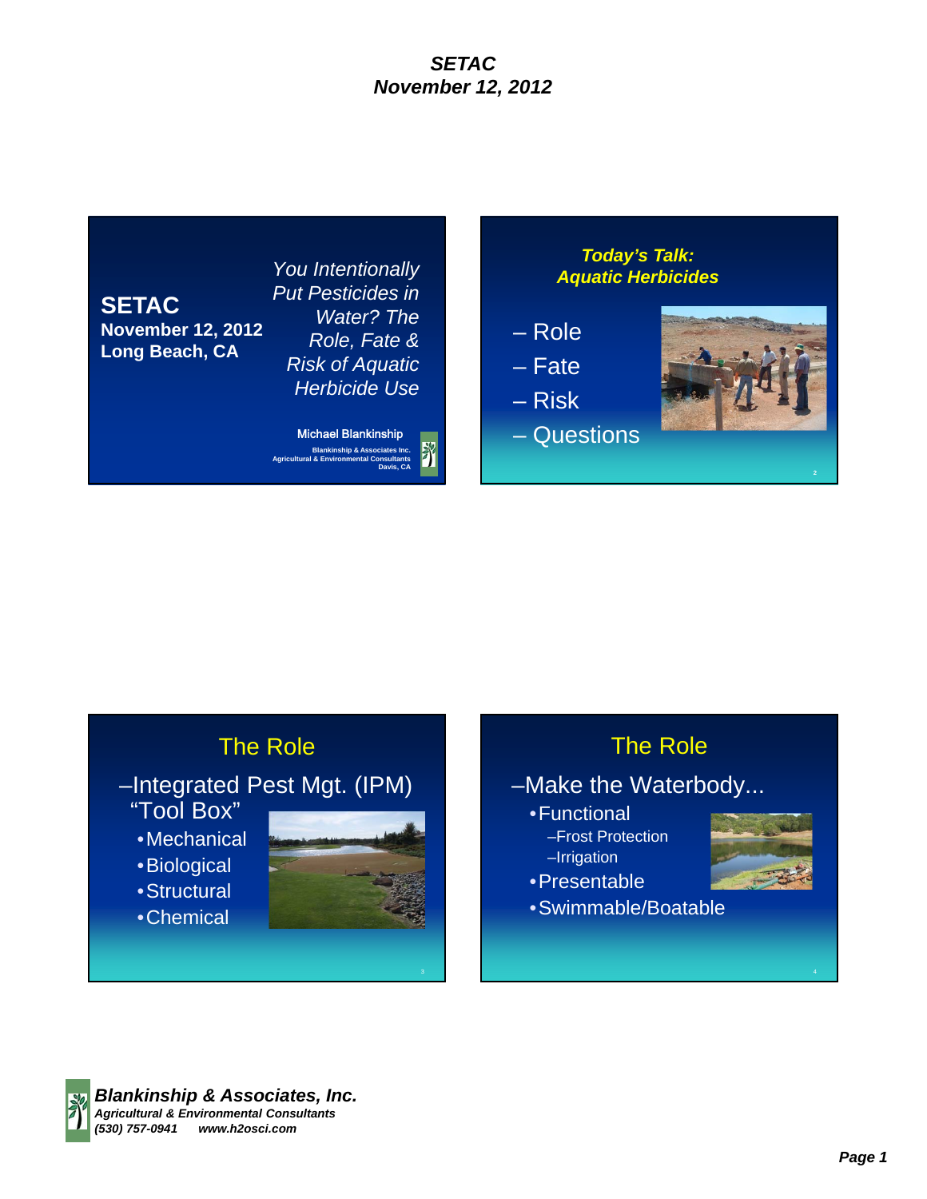## Slide 1

**SETAC**
**November 12, 2012**
**Long Beach, CA**

*You Intentionally Put Pesticides in Water? The Role, Fate & Risk of Aquatic Herbicide Use*

Michael Blankinship
Blankinship & Associates Inc.
Agricultural & Environmental Consultants
Davis, CA

## Slide 2

***Today's Talk: Aquatic Herbicides***

– Role
– Fate
– Risk
– Questions

## Slide 3

### The Role

–Integrated Pest Mgt. (IPM) "Tool Box"

- Mechanical
- Biological
- Structural
- Chemical

## Slide 4

### The Role

–Make the Waterbody...

- Functional
  - –Frost Protection
  - –Irrigation
- Presentable
- Swimmable/Boatable

**Blankinship & Associates, Inc.**
*Agricultural & Environmental Consultants*
*(530) 757-0941 www.h2osci.com*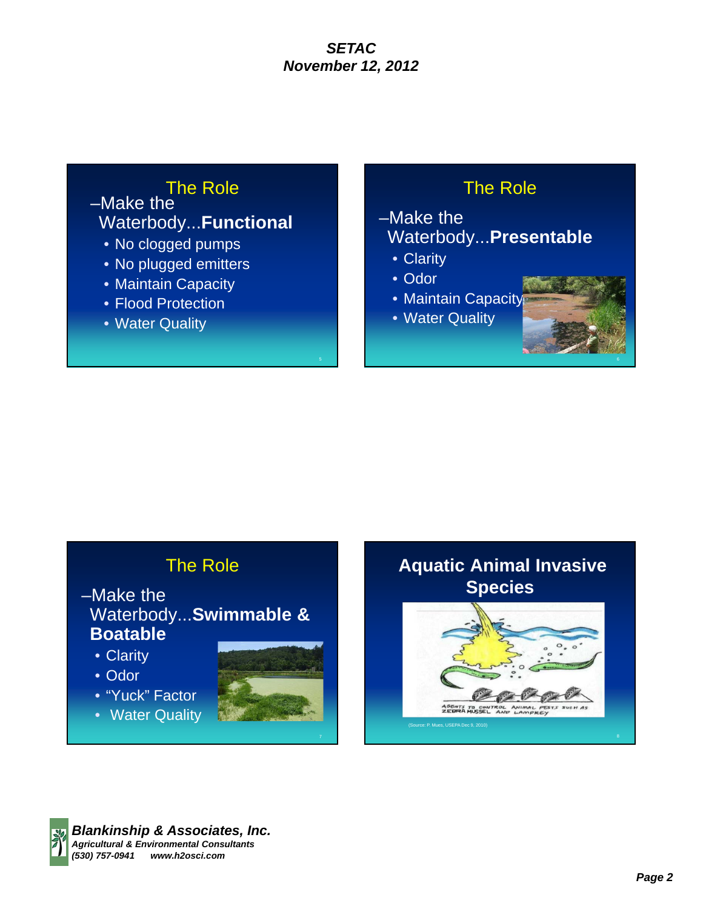## The Role

–Make the Waterbody...**Functional**

- No clogged pumps
- No plugged emitters
- Maintain Capacity
- Flood Protection
- Water Quality

## The Role

–Make the Waterbody...**Presentable**

- Clarity
- Odor
- Maintain Capacity
- Water Quality

## The Role

–Make the Waterbody...**Swimmable & Boatable**

- Clarity
- Odor
- “Yuck” Factor
- Water Quality

## Aquatic Animal Invasive Species

AGENTS TO CONTROL ANIMAL PESTS SUCH AS ZEBRA MUSSEL AND LAMPREY

(Source: P. Mues, USEPA Dec 9, 2010)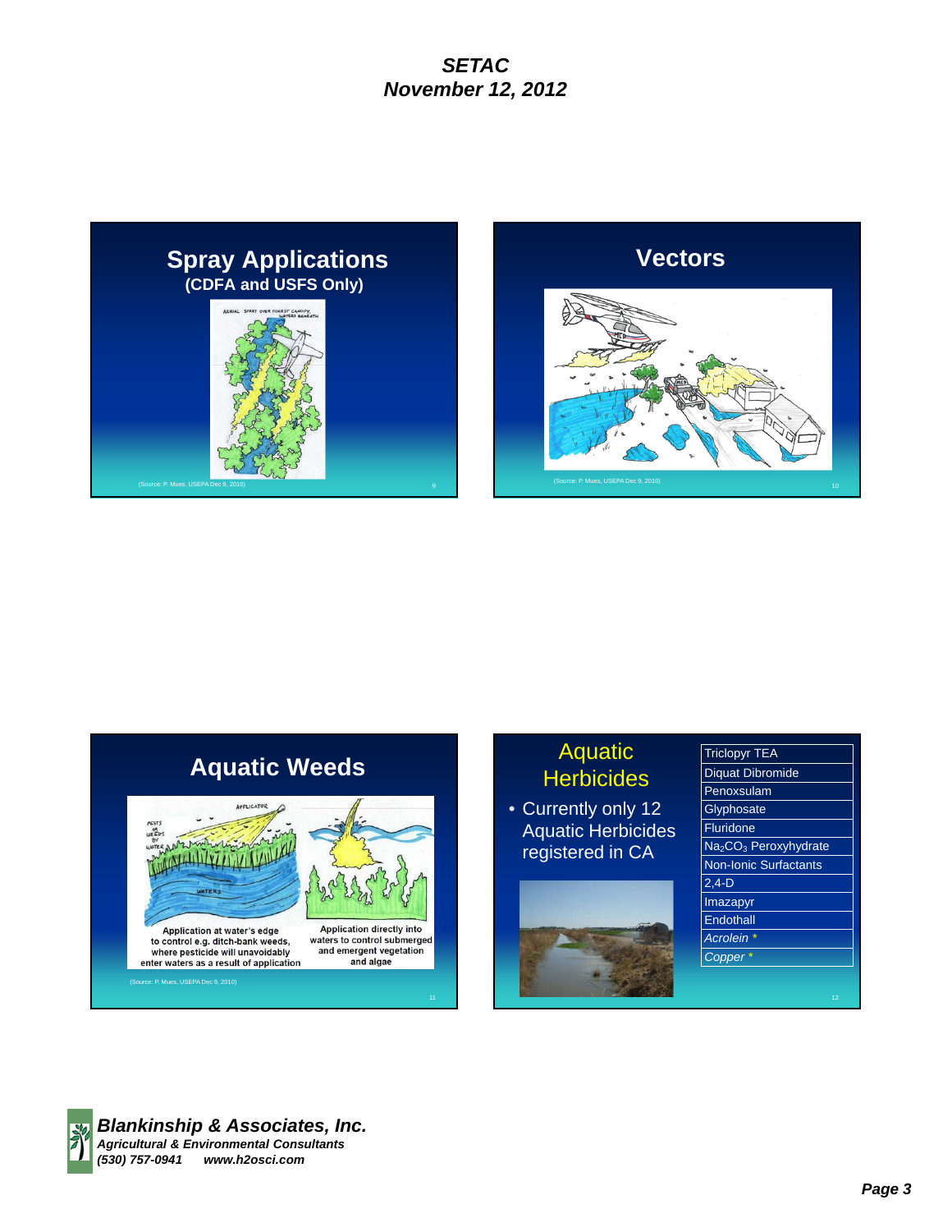## Spray Applications
### (CDFA and USFS Only)

AERIAL SPRAY OVER FOREST CANOPY, WATERS BENEATH

(Source: P. Mues, USEPA Dec 9, 2010)

## Vectors

(Source: P. Mues, USEPA Dec 9, 2010)

## Aquatic Weeds

APPLICATOR

PESTS OR WEEDS BY WATER

WATERS

Application at water's edge to control e.g. ditch-bank weeds, where pesticide will unavoidably enter waters as a result of application

Application directly into waters to control submerged and emergent vegetation and algae

(Source: P. Mues, USEPA Dec 9, 2010)

## Aquatic Herbicides

- Currently only 12 Aquatic Herbicides registered in CA

| |
|---|
| Triclopyr TEA |
| Diquat Dibromide |
| Penoxsulam |
| Glyphosate |
| Fluridone |
| $Na_2CO_3$ Peroxyhydrate |
| Non-Ionic Surfactants |
| 2,4-D |
| Imazapyr |
| Endothall |
| *Acrolein* * |
| *Copper* * |

**Blankinship & Associates, Inc.**
*Agricultural & Environmental Consultants*
*(530) 757-0941 www.h2osci.com*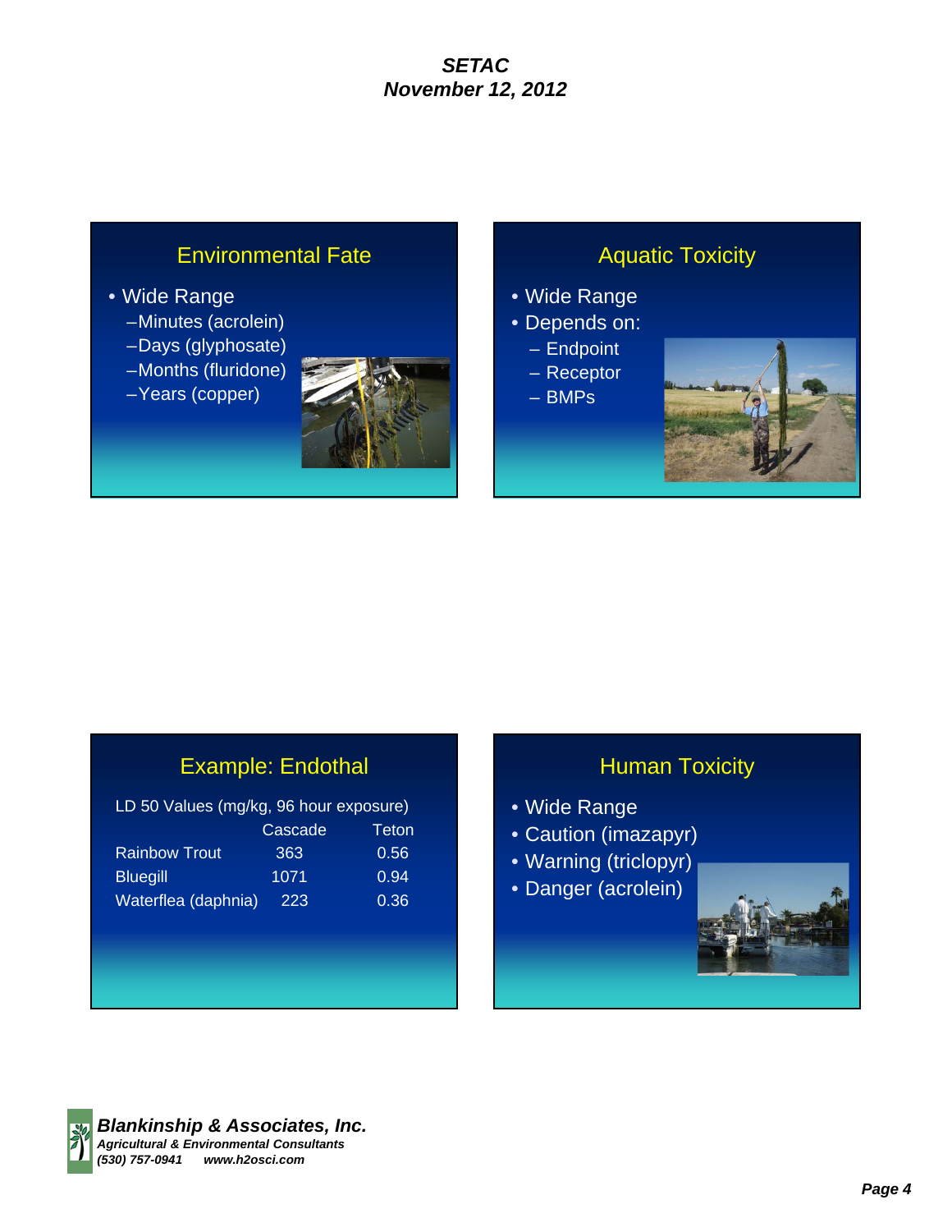## Environmental Fate

- Wide Range
  - Minutes (acrolein)
  - Days (glyphosate)
  - Months (fluridone)
  - Years (copper)

## Aquatic Toxicity

- Wide Range
- Depends on:
  - Endpoint
  - Receptor
  - BMPs

## Example: Endothal

LD 50 Values (mg/kg, 96 hour exposure)

| | Cascade | Teton |
|---|---|---|
| Rainbow Trout | 363 | 0.56 |
| Bluegill | 1071 | 0.94 |
| Waterflea (daphnia) | 223 | 0.36 |

## Human Toxicity

- Wide Range
- Caution (imazapyr)
- Warning (triclopyr)
- Danger (acrolein)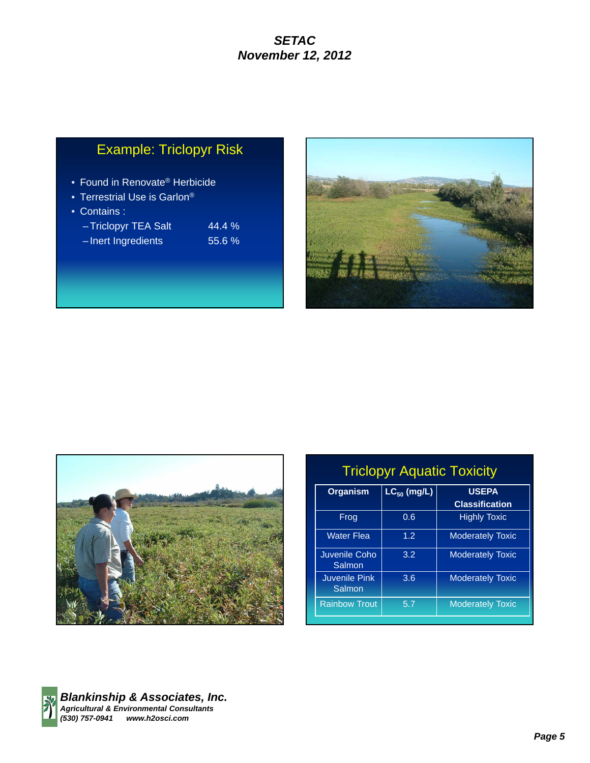## Example: Triclopyr Risk

- Found in Renovate® Herbicide
- Terrestrial Use is Garlon®
- Contains :
  - Triclopyr TEA Salt 44.4 %
  - Inert Ingredients 55.6 %

## Triclopyr Aquatic Toxicity

| Organism | $LC_{50}$ (mg/L) | USEPA Classification |
|---|---|---|
| Frog | 0.6 | Highly Toxic |
| Water Flea | 1.2 | Moderately Toxic |
| Juvenile Coho Salmon | 3.2 | Moderately Toxic |
| Juvenile Pink Salmon | 3.6 | Moderately Toxic |
| Rainbow Trout | 5.7 | Moderately Toxic |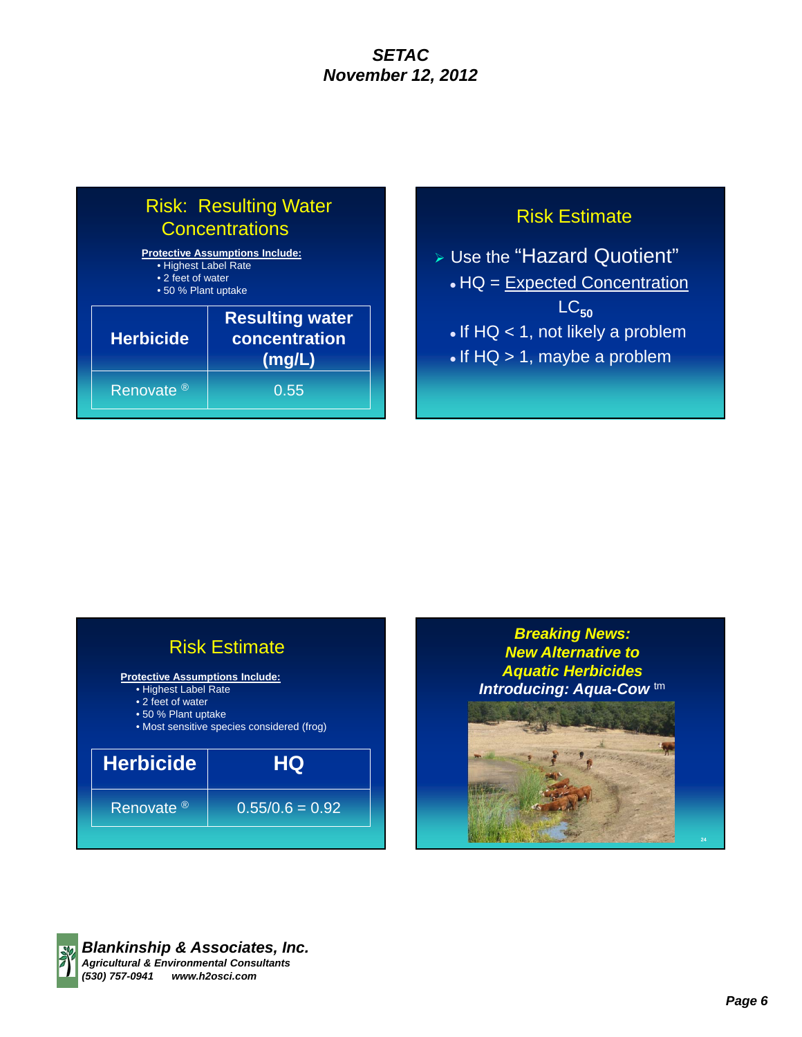## Risk: Resulting Water Concentrations

**Protective Assumptions Include:**

- Highest Label Rate
- 2 feet of water
- 50 % Plant uptake

| Herbicide | Resulting water concentration (mg/L) |
|---|---|
| Renovate ® | 0.55 |

## Risk Estimate

- Use the "Hazard Quotient"
  - HQ = $\frac{\text{Expected Concentration}}{LC_{50}}$
  - If HQ < 1, not likely a problem
  - If HQ > 1, maybe a problem

## Risk Estimate

**Protective Assumptions Include:**

- Highest Label Rate
- 2 feet of water
- 50 % Plant uptake
- Most sensitive species considered (frog)

| Herbicide | HQ |
|---|---|
| Renovate ® | 0.55/0.6 = 0.92 |

## *Breaking News: New Alternative to Aquatic Herbicides Introducing: Aqua-Cow tm*

**Blankinship & Associates, Inc.**
*Agricultural & Environmental Consultants*
*(530) 757-0941 www.h2osci.com*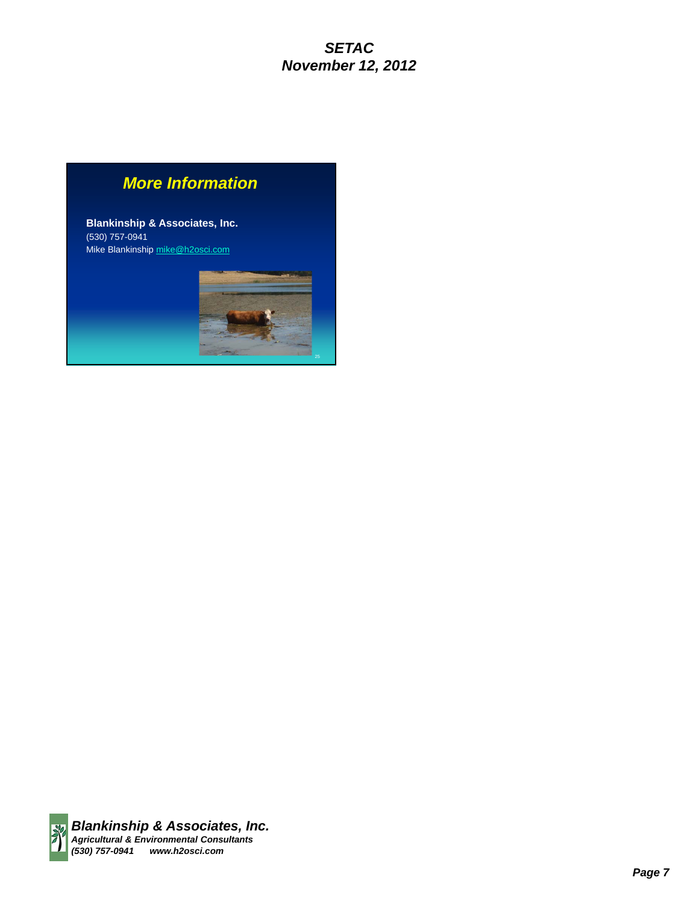## More Information

**Blankinship & Associates, Inc.**
(530) 757-0941
Mike Blankinship mike@h2osci.com